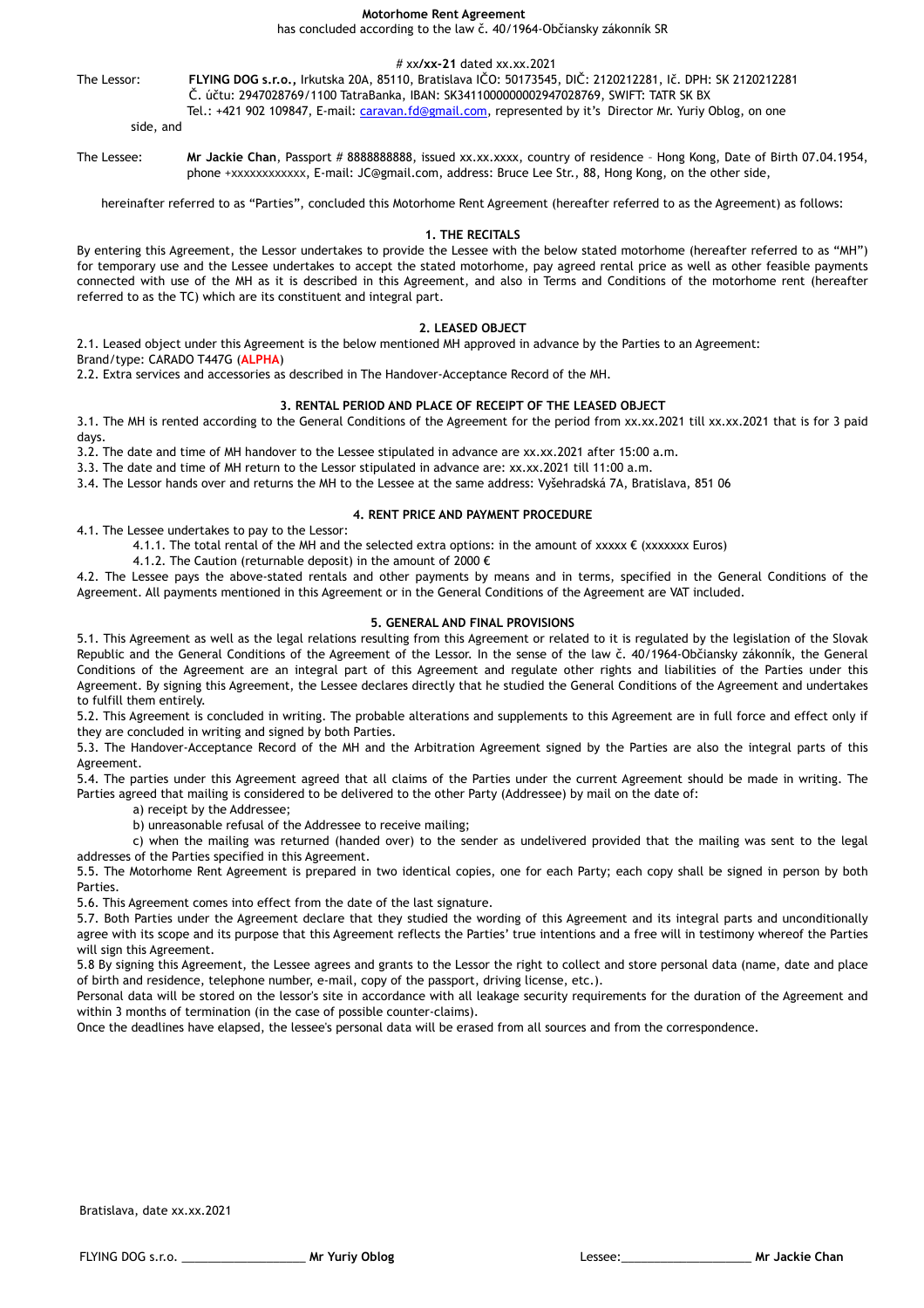**Motorhome Rent Agreement**

has concluded according to the law č. 40/1964-Občiansky zákonník SR

# xx/**xx-21** dated xx.xx.2021

The Lessor: **FLYING DOG s.r.o.,** Irkutska 20A, 85110, Bratislava IČO: 50173545, DIČ: 2120212281, Ič. DPH: SK 2120212281 Č. účtu: 2947028769/1100 TatraBanka, IBAN: SK3411000000002947028769, SWIFT: TATR SK BX Tel.: +421 902 109847, E-mail: caravan.fd@gmail.com, represented by it's Director Mr. Yuriy Oblog, on one side, and

The Lessee: **Mr Jackie Chan**, Passport # 8888888888, issued xx.xx.xxxx, country of residence – Hong Kong, Date of Birth 07.04.1954, phone +xxxxxxxxxxxx, E-mail: JC@gmail.com, address: Bruce Lee Str., 88, Hong Kong, on the other side,

hereinafter referred to as "Parties", concluded this Motorhome Rent Agreement (hereafter referred to as the Agreement) as follows:

**1. THE RECITALS**

By entering this Agreement, the Lessor undertakes to provide the Lessee with the below stated motorhome (hereafter referred to as "MH") for temporary use and the Lessee undertakes to accept the stated motorhome, pay agreed rental price as well as other feasible payments connected with use of the MH as it is described in this Agreement, and also in Terms and Conditions of the motorhome rent (hereafter referred to as the TC) which are its constituent and integral part.

**2. LEASED OBJECT**

2.1. Leased object under this Agreement is the below mentioned MH approved in advance by the Parties to an Agreement:
Brand/type: CARADO T447G (**ALPHA**)

2.2. Extra services and accessories as described in The Handover-Acceptance Record of the MH.

**3. RENTAL PERIOD AND PLACE OF RECEIPT OF THE LEASED OBJECT**

3.1. The MH is rented according to the General Conditions of the Agreement for the period from xx.xx.2021 till xx.xx.2021 that is for 3 paid days.

3.2. The date and time of MH handover to the Lessee stipulated in advance are xx.xx.2021 after 15:00 a.m.

3.3. The date and time of MH return to the Lessor stipulated in advance are: xx.xx.2021 till 11:00 a.m.

3.4. The Lessor hands over and returns the MH to the Lessee at the same address: Vyšehradská 7A, Bratislava, 851 06

**4. RENT PRICE AND PAYMENT PROCEDURE**

4.1. The Lessee undertakes to pay to the Lessor:

4.1.1. The total rental of the MH and the selected extra options: in the amount of xxxxx € (xxxxxxx Euros)

4.1.2. The Caution (returnable deposit) in the amount of 2000 €

4.2. The Lessee pays the above-stated rentals and other payments by means and in terms, specified in the General Conditions of the Agreement. All payments mentioned in this Agreement or in the General Conditions of the Agreement are VAT included.

**5. GENERAL AND FINAL PROVISIONS**

5.1. This Agreement as well as the legal relations resulting from this Agreement or related to it is regulated by the legislation of the Slovak Republic and the General Conditions of the Agreement of the Lessor. In the sense of the law č. 40/1964-Občiansky zákonník, the General Conditions of the Agreement are an integral part of this Agreement and regulate other rights and liabilities of the Parties under this Agreement. By signing this Agreement, the Lessee declares directly that he studied the General Conditions of the Agreement and undertakes to fulfill them entirely.

5.2. This Agreement is concluded in writing. The probable alterations and supplements to this Agreement are in full force and effect only if they are concluded in writing and signed by both Parties.

5.3. The Handover-Acceptance Record of the MH and the Arbitration Agreement signed by the Parties are also the integral parts of this Agreement.

5.4. The parties under this Agreement agreed that all claims of the Parties under the current Agreement should be made in writing. The Parties agreed that mailing is considered to be delivered to the other Party (Addressee) by mail on the date of:

a) receipt by the Addressee;

b) unreasonable refusal of the Addressee to receive mailing;

c) when the mailing was returned (handed over) to the sender as undelivered provided that the mailing was sent to the legal addresses of the Parties specified in this Agreement.

5.5. The Motorhome Rent Agreement is prepared in two identical copies, one for each Party; each copy shall be signed in person by both Parties.

5.6. This Agreement comes into effect from the date of the last signature.

5.7. Both Parties under the Agreement declare that they studied the wording of this Agreement and its integral parts and unconditionally agree with its scope and its purpose that this Agreement reflects the Parties' true intentions and a free will in testimony whereof the Parties will sign this Agreement.

5.8 By signing this Agreement, the Lessee agrees and grants to the Lessor the right to collect and store personal data (name, date and place of birth and residence, telephone number, e-mail, copy of the passport, driving license, etc.).

Personal data will be stored on the lessor's site in accordance with all leakage security requirements for the duration of the Agreement and within 3 months of termination (in the case of possible counter-claims).

Once the deadlines have elapsed, the lessee's personal data will be erased from all sources and from the correspondence.

Bratislava, date xx.xx.2021

FLYING DOG s.r.o. ____________________ **Mr Yuriy Oblog**

Lessee:____________________ **Mr Jackie Chan**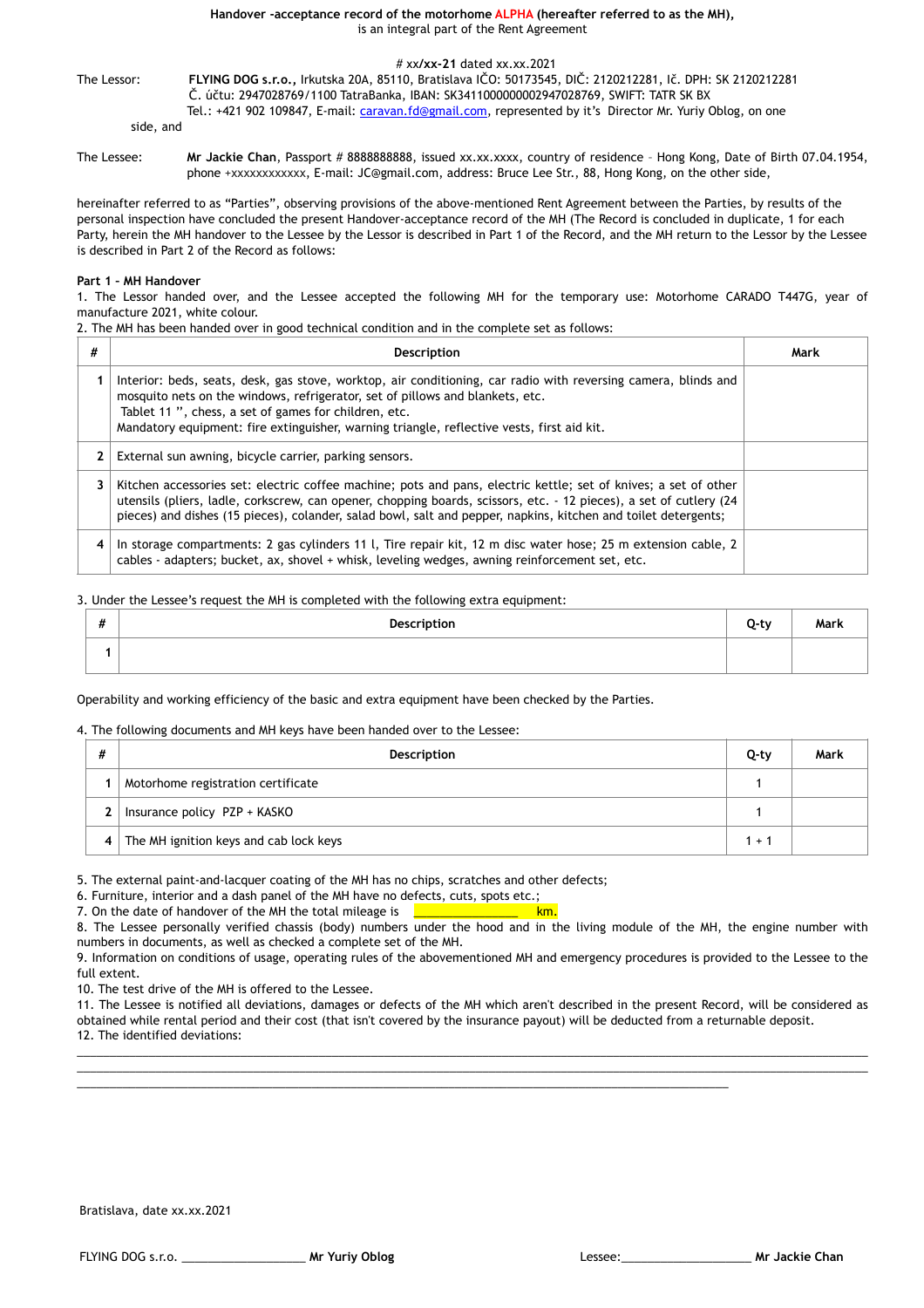**Handover -acceptance record of the motorhome ALPHA (hereafter referred to as the MH),**
is an integral part of the Rent Agreement

# xx/**xx-21** dated xx.xx.2021

The Lessor: **FLYING DOG s.r.o.,** Irkutska 20A, 85110, Bratislava IČO: 50173545, DIČ: 2120212281, Ič. DPH: SK 2120212281
Č. účtu: 2947028769/1100 TatraBanka, IBAN: SK3411000000002947028769, SWIFT: TATR SK BX
Tel.: +421 902 109847, E-mail: caravan.fd@gmail.com, represented by it's Director Mr. Yuriy Oblog, on one side, and

The Lessee: **Mr Jackie Chan**, Passport # 8888888888, issued xx.xx.xxxx, country of residence – Hong Kong, Date of Birth 07.04.1954, phone +xxxxxxxxxxxx, E-mail: JC@gmail.com, address: Bruce Lee Str., 88, Hong Kong, on the other side,

hereinafter referred to as "Parties", observing provisions of the above-mentioned Rent Agreement between the Parties, by results of the personal inspection have concluded the present Handover-acceptance record of the MH (The Record is concluded in duplicate, 1 for each Party, herein the MH handover to the Lessee by the Lessor is described in Part 1 of the Record, and the MH return to the Lessor by the Lessee is described in Part 2 of the Record as follows:

**Part 1 – MH Handover**

1. The Lessor handed over, and the Lessee accepted the following MH for the temporary use: Motorhome CARADO T447G, year of manufacture 2021, white colour.
2. The MH has been handed over in good technical condition and in the complete set as follows:

| # | Description | Mark |
|---|---|---|
| 1 | Interior: beds, seats, desk, gas stove, worktop, air conditioning, car radio with reversing camera, blinds and mosquito nets on the windows, refrigerator, set of pillows and blankets, etc. Tablet 11 ", chess, a set of games for children, etc. Mandatory equipment: fire extinguisher, warning triangle, reflective vests, first aid kit. | |
| 2 | External sun awning, bicycle carrier, parking sensors. | |
| 3 | Kitchen accessories set: electric coffee machine; pots and pans, electric kettle; set of knives; a set of other utensils (pliers, ladle, corkscrew, can opener, chopping boards, scissors, etc. - 12 pieces), a set of cutlery (24 pieces) and dishes (15 pieces), colander, salad bowl, salt and pepper, napkins, kitchen and toilet detergents; | |
| 4 | In storage compartments: 2 gas cylinders 11 l, Tire repair kit, 12 m disc water hose; 25 m extension cable, 2 cables - adapters; bucket, ax, shovel + whisk, leveling wedges, awning reinforcement set, etc. | |

3. Under the Lessee's request the MH is completed with the following extra equipment:

| # | Description | Q-ty | Mark |
|---|---|---|---|
| 1 | | | |

Operability and working efficiency of the basic and extra equipment have been checked by the Parties.

4. The following documents and MH keys have been handed over to the Lessee:

| # | Description | Q-ty | Mark |
|---|---|---|---|
| 1 | Motorhome registration certificate | 1 | |
| 2 | Insurance policy PZP + KASKO | 1 | |
| 4 | The MH ignition keys and cab lock keys | 1 + 1 | |

5. The external paint-and-lacquer coating of the MH has no chips, scratches and other defects;
6. Furniture, interior and a dash panel of the MH have no defects, cuts, spots etc.;
7. On the date of handover of the MH the total mileage is ________________ km.
8. The Lessee personally verified chassis (body) numbers under the hood and in the living module of the MH, the engine number with numbers in documents, as well as checked a complete set of the MH.
9. Information on conditions of usage, operating rules of the abovementioned MH and emergency procedures is provided to the Lessee to the full extent.
10. The test drive of the MH is offered to the Lessee.
11. The Lessee is notified all deviations, damages or defects of the MH which aren't described in the present Record, will be considered as obtained while rental period and their cost (that isn't covered by the insurance payout) will be deducted from a returnable deposit.
12. The identified deviations:

______________________________________________________________________________________________________
______________________________________________________________________________________________________
__________________________________________________________________________________________

Bratislava, date xx.xx.2021

FLYING DOG s.r.o. ___________________ **Mr Yuriy Oblog**

Lessee:____________________ **Mr Jackie Chan**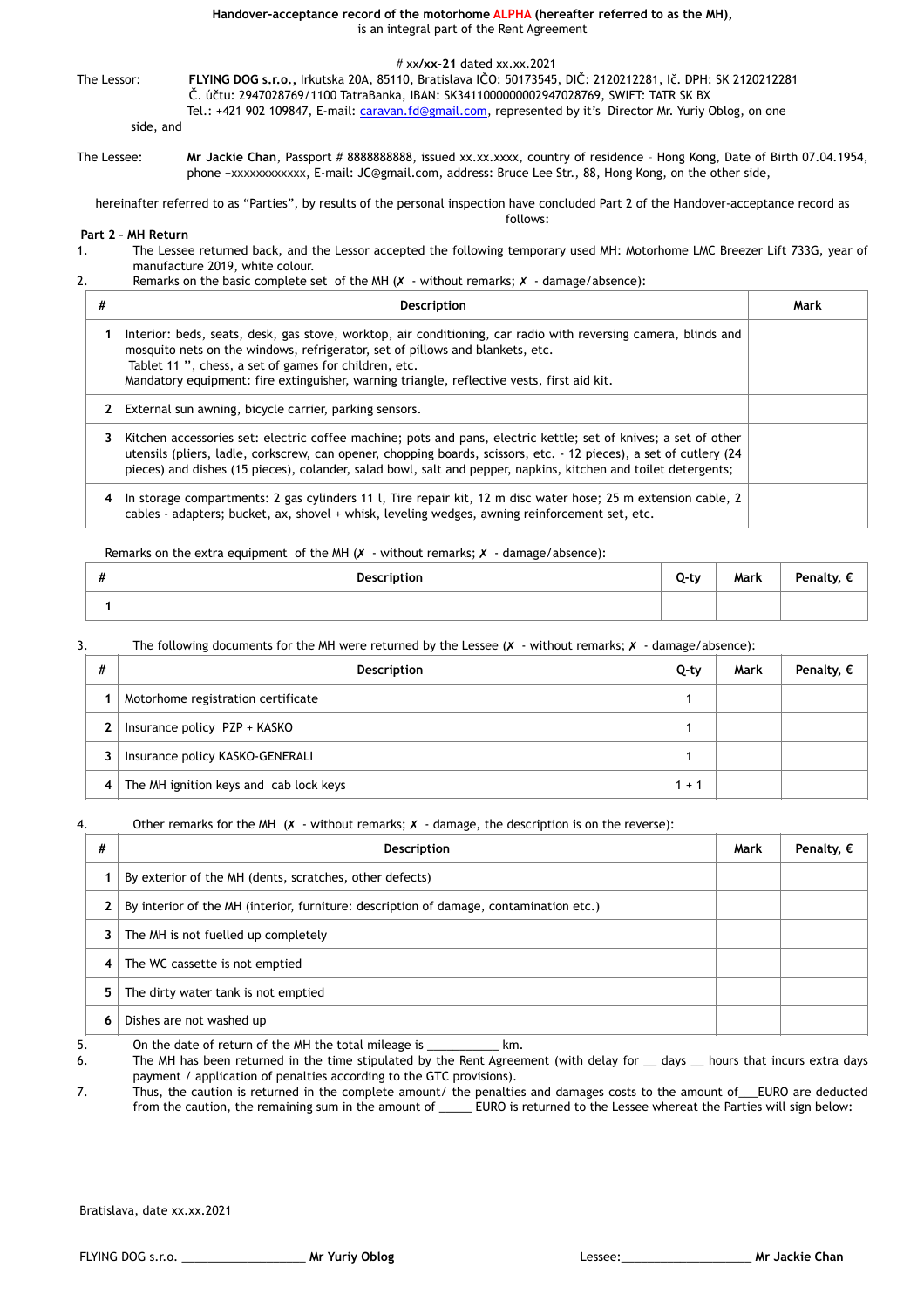**Handover-acceptance record of the motorhome ALPHA (hereafter referred to as the MH),**
is an integral part of the Rent Agreement

# xx/**xx-21** dated xx.xx.2021

The Lessor: **FLYING DOG s.r.o.,** Irkutska 20A, 85110, Bratislava IČO: 50173545, DIČ: 2120212281, Ič. DPH: SK 2120212281
Č. účtu: 2947028769/1100 TatraBanka, IBAN: SK3411000000002947028769, SWIFT: TATR SK BX
Tel.: +421 902 109847, E-mail: caravan.fd@gmail.com, represented by it's Director Mr. Yuriy Oblog, on one side, and

The Lessee: **Mr Jackie Chan**, Passport # 8888888888, issued xx.xx.xxxx, country of residence – Hong Kong, Date of Birth 07.04.1954, phone +xxxxxxxxxxxx, E-mail: JC@gmail.com, address: Bruce Lee Str., 88, Hong Kong, on the other side,

hereinafter referred to as "Parties", by results of the personal inspection have concluded Part 2 of the Handover-acceptance record as follows:

**Part 2 - MH Return**

1. The Lessee returned back, and the Lessor accepted the following temporary used MH: Motorhome LMC Breezer Lift 733G, year of manufacture 2019, white colour.
2. Remarks on the basic complete set of the MH (✗ - without remarks; ✗ - damage/absence):

| # | Description | Mark |
|---|---|---|
| 1 | Interior: beds, seats, desk, gas stove, worktop, air conditioning, car radio with reversing camera, blinds and mosquito nets on the windows, refrigerator, set of pillows and blankets, etc. Tablet 11 ", chess, a set of games for children, etc. Mandatory equipment: fire extinguisher, warning triangle, reflective vests, first aid kit. | |
| 2 | External sun awning, bicycle carrier, parking sensors. | |
| 3 | Kitchen accessories set: electric coffee machine; pots and pans, electric kettle; set of knives; a set of other utensils (pliers, ladle, corkscrew, can opener, chopping boards, scissors, etc. - 12 pieces), a set of cutlery (24 pieces) and dishes (15 pieces), colander, salad bowl, salt and pepper, napkins, kitchen and toilet detergents; | |
| 4 | In storage compartments: 2 gas cylinders 11 l, Tire repair kit, 12 m disc water hose; 25 m extension cable, 2 cables - adapters; bucket, ax, shovel + whisk, leveling wedges, awning reinforcement set, etc. | |

Remarks on the extra equipment of the MH (✗ - without remarks; ✗ - damage/absence):

| # | Description | Q-ty | Mark | Penalty, € |
|---|---|---|---|---|
| 1 | | | | |

3. The following documents for the MH were returned by the Lessee (✗ - without remarks; ✗ - damage/absence):

| # | Description | Q-ty | Mark | Penalty, € |
|---|---|---|---|---|
| 1 | Motorhome registration certificate | 1 | | |
| 2 | Insurance policy PZP + KASKO | 1 | | |
| 3 | Insurance policy KASKO-GENERALI | 1 | | |
| 4 | The MH ignition keys and cab lock keys | 1 + 1 | | |

4. Other remarks for the MH (✗ - without remarks; ✗ - damage, the description is on the reverse):

| # | Description | Mark | Penalty, € |
|---|---|---|---|
| 1 | By exterior of the MH (dents, scratches, other defects) | | |
| 2 | By interior of the MH (interior, furniture: description of damage, contamination etc.) | | |
| 3 | The MH is not fuelled up completely | | |
| 4 | The WC cassette is not emptied | | |
| 5 | The dirty water tank is not emptied | | |
| 6 | Dishes are not washed up | | |

5. On the date of return of the MH the total mileage is ___________ km.
6. The MH has been returned in the time stipulated by the Rent Agreement (with delay for __ days __ hours that incurs extra days payment / application of penalties according to the GTC provisions).
7. Thus, the caution is returned in the complete amount/ the penalties and damages costs to the amount of___EURO are deducted from the caution, the remaining sum in the amount of _____ EURO is returned to the Lessee whereat the Parties will sign below:

Bratislava, date xx.xx.2021

FLYING DOG s.r.o. ___________________ **Mr Yuriy Oblog**  Lessee:____________________ **Mr Jackie Chan**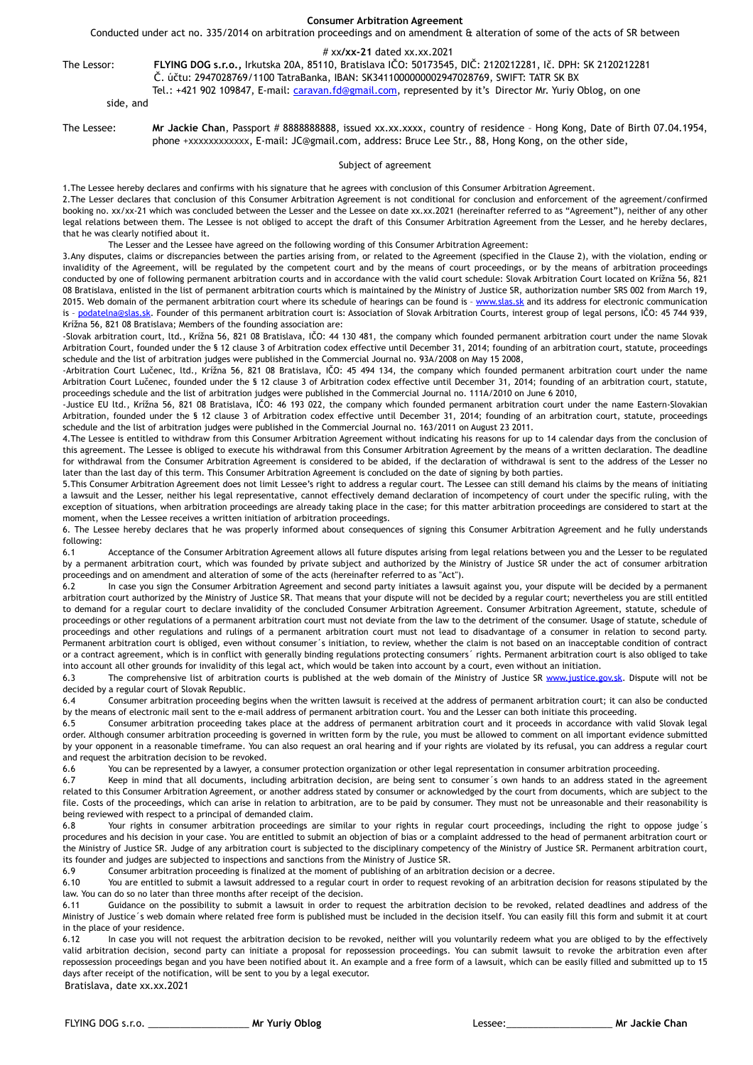# Consumer Arbitration Agreement

Conducted under act no. 335/2014 on arbitration proceedings and on amendment & alteration of some of the acts of SR between

# xx/**xx-21** dated xx.xx.2021

The Lessor: **FLYING DOG s.r.o.,** Irkutska 20A, 85110, Bratislava IČO: 50173545, DIČ: 2120212281, Ič. DPH: SK 2120212281
Č. účtu: 2947028769/1100 TatraBanka, IBAN: SK3411000000002947028769, SWIFT: TATR SK BX
Tel.: +421 902 109847, E-mail: caravan.fd@gmail.com, represented by it's Director Mr. Yuriy Oblog, on one side, and

The Lessee: **Mr Jackie Chan**, Passport # 8888888888, issued xx.xx.xxxx, country of residence – Hong Kong, Date of Birth 07.04.1954, phone +xxxxxxxxxxxx, E-mail: JC@gmail.com, address: Bruce Lee Str., 88, Hong Kong, on the other side,

Subject of agreement

1.The Lessee hereby declares and confirms with his signature that he agrees with conclusion of this Consumer Arbitration Agreement.

2.The Lesser declares that conclusion of this Consumer Arbitration Agreement is not conditional for conclusion and enforcement of the agreement/confirmed booking no. xx/xx-21 which was concluded between the Lesser and the Lessee on date xx.xx.2021 (hereinafter referred to as "Agreement"), neither of any other legal relations between them. The Lessee is not obliged to accept the draft of this Consumer Arbitration Agreement from the Lesser, and he hereby declares, that he was clearly notified about it.

The Lesser and the Lessee have agreed on the following wording of this Consumer Arbitration Agreement:

3.Any disputes, claims or discrepancies between the parties arising from, or related to the Agreement (specified in the Clause 2), with the violation, ending or invalidity of the Agreement, will be regulated by the competent court and by the means of court proceedings, or by the means of arbitration proceedings conducted by one of following permanent arbitration courts and in accordance with the valid court schedule: Slovak Arbitration Court located on Krížna 56, 821 08 Bratislava, enlisted in the list of permanent arbitration courts which is maintained by the Ministry of Justice SR, authorization number SRS 002 from March 19, 2015. Web domain of the permanent arbitration court where its schedule of hearings can be found is - www.slas.sk and its address for electronic communication is - podatelna@slas.sk. Founder of this permanent arbitration court is: Association of Slovak Arbitration Courts, interest group of legal persons, IČO: 45 744 939, Krížna 56, 821 08 Bratislava; Members of the founding association are:

-Slovak arbitration court, ltd., Krížna 56, 821 08 Bratislava, IČO: 44 130 481, the company which founded permanent arbitration court under the name Slovak Arbitration Court, founded under the § 12 clause 3 of Arbitration codex effective until December 31, 2014; founding of an arbitration court, statute, proceedings schedule and the list of arbitration judges were published in the Commercial Journal no. 93A/2008 on May 15 2008,

-Arbitration Court Lučenec, ltd., Krížna 56, 821 08 Bratislava, IČO: 45 494 134, the company which founded permanent arbitration court under the name Arbitration Court Lučenec, founded under the § 12 clause 3 of Arbitration codex effective until December 31, 2014; founding of an arbitration court, statute, proceedings schedule and the list of arbitration judges were published in the Commercial Journal no. 111A/2010 on June 6 2010,

-Justice EU ltd., Krížna 56, 821 08 Bratislava, IČO: 46 193 022, the company which founded permanent arbitration court under the name Eastern-Slovakian Arbitration, founded under the § 12 clause 3 of Arbitration codex effective until December 31, 2014; founding of an arbitration court, statute, proceedings schedule and the list of arbitration judges were published in the Commercial Journal no. 163/2011 on August 23 2011.

4.The Lessee is entitled to withdraw from this Consumer Arbitration Agreement without indicating his reasons for up to 14 calendar days from the conclusion of this agreement. The Lessee is obliged to execute his withdrawal from this Consumer Arbitration Agreement by the means of a written declaration. The deadline for withdrawal from the Consumer Arbitration Agreement is considered to be abided, if the declaration of withdrawal is sent to the address of the Lesser no later than the last day of this term. This Consumer Arbitration Agreement is concluded on the date of signing by both parties.

5.This Consumer Arbitration Agreement does not limit Lessee's right to address a regular court. The Lessee can still demand his claims by the means of initiating a lawsuit and the Lesser, neither his legal representative, cannot effectively demand declaration of incompetency of court under the specific ruling, with the exception of situations, when arbitration proceedings are already taking place in the case; for this matter arbitration proceedings are considered to start at the moment, when the Lessee receives a written initiation of arbitration proceedings.

6. The Lessee hereby declares that he was properly informed about consequences of signing this Consumer Arbitration Agreement and he fully understands following:

6.1 Acceptance of the Consumer Arbitration Agreement allows all future disputes arising from legal relations between you and the Lesser to be regulated by a permanent arbitration court, which was founded by private subject and authorized by the Ministry of Justice SR under the act of consumer arbitration proceedings and on amendment and alteration of some of the acts (hereinafter referred to as "Act").

6.2 In case you sign the Consumer Arbitration Agreement and second party initiates a lawsuit against you, your dispute will be decided by a permanent arbitration court authorized by the Ministry of Justice SR. That means that your dispute will not be decided by a regular court; nevertheless you are still entitled to demand for a regular court to declare invalidity of the concluded Consumer Arbitration Agreement. Consumer Arbitration Agreement, statute, schedule of proceedings or other regulations of a permanent arbitration court must not deviate from the law to the detriment of the consumer. Usage of statute, schedule of proceedings and other regulations and rulings of a permanent arbitration court must not lead to disadvantage of a consumer in relation to second party. Permanent arbitration court is obliged, even without consumer´s initiation, to review, whether the claim is not based on an inacceptable condition of contract or a contract agreement, which is in conflict with generally binding regulations protecting consumers´ rights. Permanent arbitration court is also obliged to take into account all other grounds for invalidity of this legal act, which would be taken into account by a court, even without an initiation.

6.3 The comprehensive list of arbitration courts is published at the web domain of the Ministry of Justice SR www.justice.gov.sk. Dispute will not be decided by a regular court of Slovak Republic.

6.4 Consumer arbitration proceeding begins when the written lawsuit is received at the address of permanent arbitration court; it can also be conducted by the means of electronic mail sent to the e-mail address of permanent arbitration court. You and the Lesser can both initiate this proceeding.

6.5 Consumer arbitration proceeding takes place at the address of permanent arbitration court and it proceeds in accordance with valid Slovak legal order. Although consumer arbitration proceeding is governed in written form by the rule, you must be allowed to comment on all important evidence submitted by your opponent in a reasonable timeframe. You can also request an oral hearing and if your rights are violated by its refusal, you can address a regular court and request the arbitration decision to be revoked.

6.6 You can be represented by a lawyer, a consumer protection organization or other legal representation in consumer arbitration proceeding.

6.7 Keep in mind that all documents, including arbitration decision, are being sent to consumer´s own hands to an address stated in the agreement related to this Consumer Arbitration Agreement, or another address stated by consumer or acknowledged by the court from documents, which are subject to the file. Costs of the proceedings, which can arise in relation to arbitration, are to be paid by consumer. They must not be unreasonable and their reasonability is being reviewed with respect to a principal of demanded claim.

6.8 Your rights in consumer arbitration proceedings are similar to your rights in regular court proceedings, including the right to oppose judge´s procedures and his decision in your case. You are entitled to submit an objection of bias or a complaint addressed to the head of permanent arbitration court or the Ministry of Justice SR. Judge of any arbitration court is subjected to the disciplinary competency of the Ministry of Justice SR. Permanent arbitration court, its founder and judges are subjected to inspections and sanctions from the Ministry of Justice SR.

6.9 Consumer arbitration proceeding is finalized at the moment of publishing of an arbitration decision or a decree.

6.10 You are entitled to submit a lawsuit addressed to a regular court in order to request revoking of an arbitration decision for reasons stipulated by the law. You can do so no later than three months after receipt of the decision.

6.11 Guidance on the possibility to submit a lawsuit in order to request the arbitration decision to be revoked, related deadlines and address of the Ministry of Justice´s web domain where related free form is published must be included in the decision itself. You can easily fill this form and submit it at court in the place of your residence.

6.12 In case you will not request the arbitration decision to be revoked, neither will you voluntarily redeem what you are obliged to by the effectively valid arbitration decision, second party can initiate a proposal for repossession proceedings. You can submit lawsuit to revoke the arbitration even after repossession proceedings began and you have been notified about it. An example and a free form of a lawsuit, which can be easily filled and submitted up to 15 days after receipt of the notification, will be sent to you by a legal executor.

Bratislava, date xx.xx.2021

FLYING DOG s.r.o. ____________________ **Mr Yuriy Oblog**

Lessee:____________________ **Mr Jackie Chan**